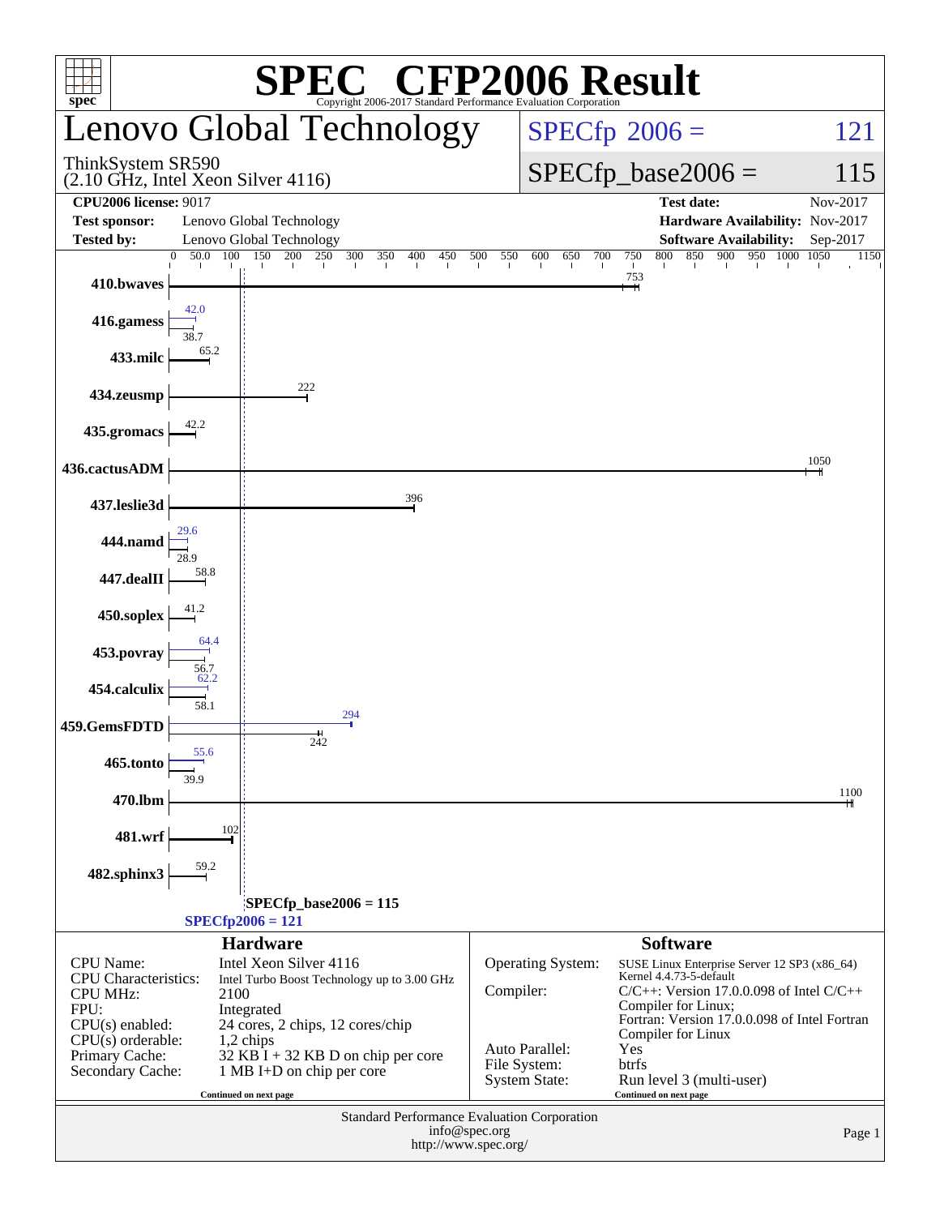# SPEC CFP2006 Result

Copyright 2006-2017 Standard Performance Evaluation Corporation

## Lenovo Global Technology

ThinkSystem SR590
(2.10 GHz, Intel Xeon Silver 4116)

SPECfp 2006 = 121

SPECfp_base2006 = 115

| | | | |
|---|---|---|---|
| **CPU2006 license:** 9017 | | **Test date:** | Nov-2017 |
| **Test sponsor:** | Lenovo Global Technology | **Hardware Availability:** | Nov-2017 |
| **Tested by:** | Lenovo Global Technology | **Software Availability:** | Sep-2017 |

0 50.0 100 150 200 250 300 350 400 450 500 550 600 650 700 750 800 850 900 950 1000 1050 1150

410.bwaves 753
416.gamess 42.0 38.7
433.milc 65.2
434.zeusmp 222
435.gromacs 42.2
436.cactusADM 1050
437.leslie3d 396
444.namd 29.6 28.9
447.dealII 58.8
450.soplex 41.2
453.povray 64.4 56.7
454.calculix 62.2 58.1
459.GemsFDTD 294 242
465.tonto 55.6 39.9
470.lbm 1100
481.wrf 102
482.sphinx3 59.2

SPECfp_base2006 = 115
SPECfp2006 = 121

### Hardware

| | |
|---|---|
| CPU Name: | Intel Xeon Silver 4116 |
| CPU Characteristics: | Intel Turbo Boost Technology up to 3.00 GHz |
| CPU MHz: | 2100 |
| FPU: | Integrated |
| CPU(s) enabled: | 24 cores, 2 chips, 12 cores/chip |
| CPU(s) orderable: | 1,2 chips |
| Primary Cache: | 32 KB I + 32 KB D on chip per core |
| Secondary Cache: | 1 MB I+D on chip per core |

Continued on next page

### Software

| | |
|---|---|
| Operating System: | SUSE Linux Enterprise Server 12 SP3 (x86_64) Kernel 4.4.73-5-default |
| Compiler: | C/C++: Version 17.0.0.098 of Intel C/C++ Compiler for Linux; Fortran: Version 17.0.0.098 of Intel Fortran Compiler for Linux |
| Auto Parallel: | Yes |
| File System: | btrfs |
| System State: | Run level 3 (multi-user) |

Continued on next page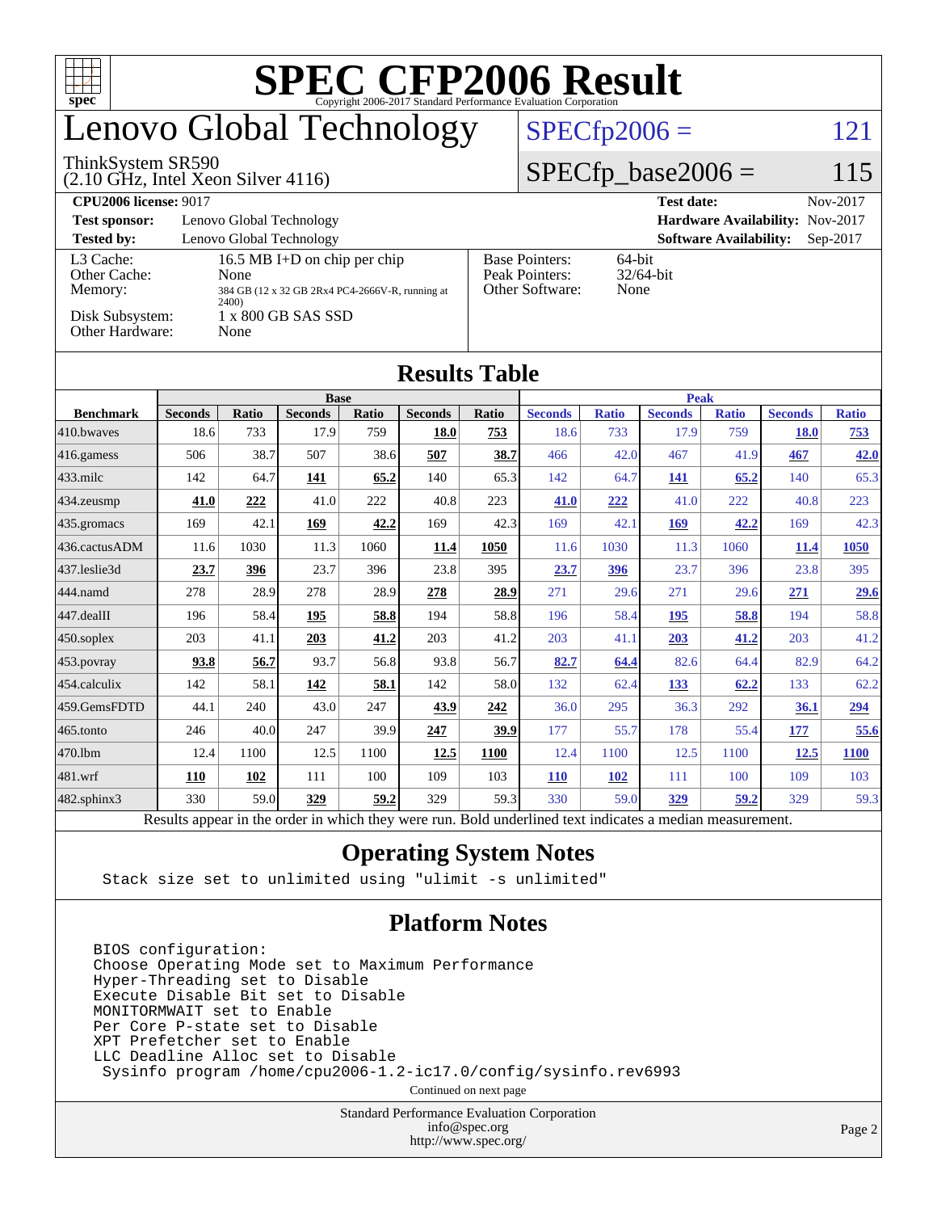# SPEC CFP2006 Result

Copyright 2006-2017 Standard Performance Evaluation Corporation

# Lenovo Global Technology

ThinkSystem SR590
(2.10 GHz, Intel Xeon Silver 4116)

SPECfp2006 = 121

SPECfp_base2006 = 115

| | | | |
|---|---|---|---|
| **CPU2006 license:** 9017 | | **Test date:** | Nov-2017 |
| **Test sponsor:** | Lenovo Global Technology | **Hardware Availability:** | Nov-2017 |
| **Tested by:** | Lenovo Global Technology | **Software Availability:** | Sep-2017 |

| | | | |
|---|---|---|---|
| L3 Cache: | 16.5 MB I+D on chip per chip | Base Pointers: | 64-bit |
| Other Cache: | None | Peak Pointers: | 32/64-bit |
| Memory: | 384 GB (12 x 32 GB 2Rx4 PC4-2666V-R, running at 2400) | Other Software: | None |
| Disk Subsystem: | 1 x 800 GB SAS SSD | | |
| Other Hardware: | None | | |

## Results Table

| Benchmark | Base | | | | | | Peak | | | | | |
|---|---|---|---|---|---|---|---|---|---|---|---|---|
| | Seconds | Ratio | Seconds | Ratio | Seconds | Ratio | Seconds | Ratio | Seconds | Ratio | Seconds | Ratio |
| 410.bwaves | 18.6 | 733 | 17.9 | 759 | **18.0** | **753** | 18.6 | 733 | 17.9 | 759 | **18.0** | **753** |
| 416.gamess | 506 | 38.7 | 507 | 38.6 | **507** | **38.7** | 466 | 42.0 | 467 | 41.9 | **467** | **42.0** |
| 433.milc | 142 | 64.7 | **141** | **65.2** | 140 | 65.3 | 142 | 64.7 | **141** | **65.2** | 140 | 65.3 |
| 434.zeusmp | **41.0** | **222** | 41.0 | 222 | 40.8 | 223 | **41.0** | **222** | 41.0 | 222 | 40.8 | 223 |
| 435.gromacs | 169 | 42.1 | **169** | **42.2** | 169 | 42.3 | 169 | 42.1 | **169** | **42.2** | 169 | 42.3 |
| 436.cactusADM | 11.6 | 1030 | 11.3 | 1060 | **11.4** | **1050** | 11.6 | 1030 | 11.3 | 1060 | **11.4** | **1050** |
| 437.leslie3d | **23.7** | **396** | 23.7 | 396 | 23.8 | 395 | **23.7** | **396** | 23.7 | 396 | 23.8 | 395 |
| 444.namd | 278 | 28.9 | 278 | 28.9 | **278** | **28.9** | 271 | 29.6 | 271 | 29.6 | **271** | **29.6** |
| 447.dealII | 196 | 58.4 | **195** | **58.8** | 194 | 58.8 | 196 | 58.4 | **195** | **58.8** | 194 | 58.8 |
| 450.soplex | 203 | 41.1 | **203** | **41.2** | 203 | 41.2 | 203 | 41.1 | **203** | **41.2** | 203 | 41.2 |
| 453.povray | **93.8** | **56.7** | 93.7 | 56.8 | 93.8 | 56.7 | **82.7** | **64.4** | 82.6 | 64.4 | 82.9 | 64.2 |
| 454.calculix | 142 | 58.1 | **142** | **58.1** | 142 | 58.0 | 132 | 62.4 | **133** | **62.2** | 133 | 62.2 |
| 459.GemsFDTD | 44.1 | 240 | 43.0 | 247 | **43.9** | **242** | 36.0 | 295 | 36.3 | 292 | **36.1** | **294** |
| 465.tonto | 246 | 40.0 | 247 | 39.9 | **247** | **39.9** | 177 | 55.7 | 178 | 55.4 | **177** | **55.6** |
| 470.lbm | 12.4 | 1100 | 12.5 | 1100 | **12.5** | **1100** | 12.4 | 1100 | 12.5 | 1100 | **12.5** | **1100** |
| 481.wrf | **110** | **102** | 111 | 100 | 109 | 103 | **110** | **102** | 111 | 100 | 109 | 103 |
| 482.sphinx3 | 330 | 59.0 | **329** | **59.2** | 329 | 59.3 | 330 | 59.0 | **329** | **59.2** | 329 | 59.3 |

Results appear in the order in which they were run. Bold underlined text indicates a median measurement.

## Operating System Notes

```
Stack size set to unlimited using "ulimit -s unlimited"
```

## Platform Notes

```
BIOS configuration:
Choose Operating Mode set to Maximum Performance
Hyper-Threading set to Disable
Execute Disable Bit set to Disable
MONITORMWAIT set to Enable
Per Core P-state set to Disable
XPT Prefetcher set to Enable
LLC Deadline Alloc set to Disable
 Sysinfo program /home/cpu2006-1.2-ic17.0/config/sysinfo.rev6993
```

Continued on next page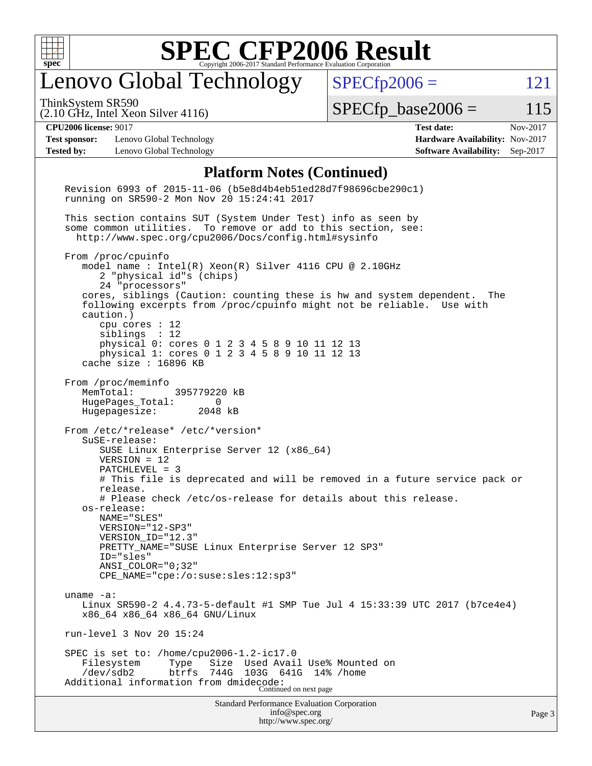## Platform Notes (Continued)

```
Revision 6993 of 2015-11-06 (b5e8d4b4eb51ed28d7f98696cbe290c1)
running on SR590-2 Mon Nov 20 15:24:41 2017

This section contains SUT (System Under Test) info as seen by
some common utilities.  To remove or add to this section, see:
  http://www.spec.org/cpu2006/Docs/config.html#sysinfo

From /proc/cpuinfo
   model name : Intel(R) Xeon(R) Silver 4116 CPU @ 2.10GHz
      2 "physical id"s (chips)
      24 "processors"
   cores, siblings (Caution: counting these is hw and system dependent.  The
   following excerpts from /proc/cpuinfo might not be reliable.  Use with
   caution.)
      cpu cores : 12
      siblings  : 12
      physical 0: cores 0 1 2 3 4 5 8 9 10 11 12 13
      physical 1: cores 0 1 2 3 4 5 8 9 10 11 12 13
   cache size : 16896 KB

From /proc/meminfo
   MemTotal:       395779220 kB
   HugePages_Total:       0
   Hugepagesize:       2048 kB

From /etc/*release* /etc/*version*
   SuSE-release:
      SUSE Linux Enterprise Server 12 (x86_64)
      VERSION = 12
      PATCHLEVEL = 3
      # This file is deprecated and will be removed in a future service pack or
      release.
      # Please check /etc/os-release for details about this release.
   os-release:
      NAME="SLES"
      VERSION="12-SP3"
      VERSION_ID="12.3"
      PRETTY_NAME="SUSE Linux Enterprise Server 12 SP3"
      ID="sles"
      ANSI_COLOR="0;32"
      CPE_NAME="cpe:/o:suse:sles:12:sp3"

uname -a:
   Linux SR590-2 4.4.73-5-default #1 SMP Tue Jul 4 15:33:39 UTC 2017 (b7ce4e4)
   x86_64 x86_64 x86_64 GNU/Linux

run-level 3 Nov 20 15:24

SPEC is set to: /home/cpu2006-1.2-ic17.0
   Filesystem     Type   Size  Used Avail Use% Mounted on
   /dev/sdb2      btrfs  744G  103G  641G  14% /home
Additional information from dmidecode:
```

Continued on next page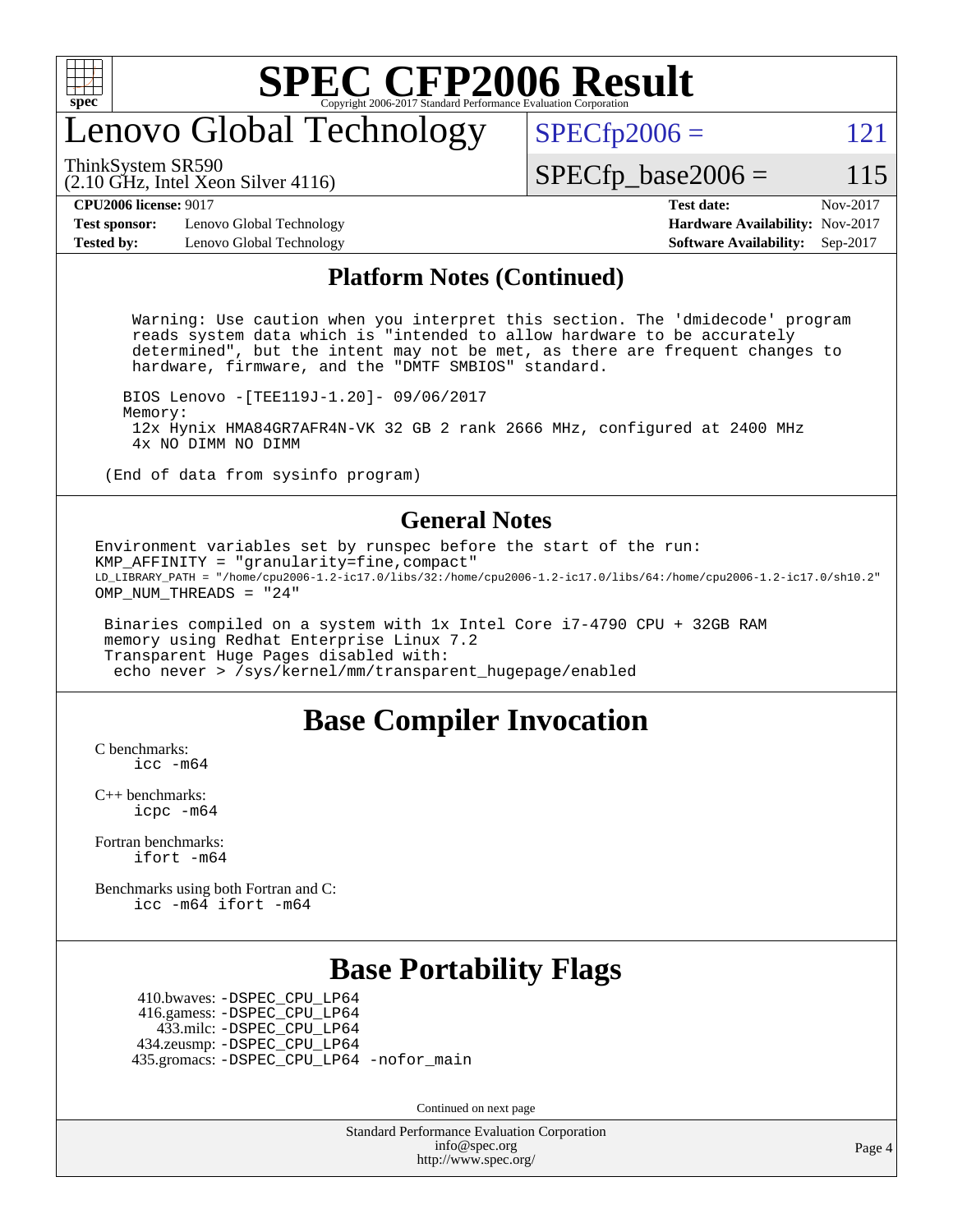# SPEC CFP2006 Result

Copyright 2006-2017 Standard Performance Evaluation Corporation

## Lenovo Global Technology

ThinkSystem SR590
(2.10 GHz, Intel Xeon Silver 4116)

SPECfp2006 = 121

SPECfp_base2006 = 115

| | | | |
|---|---|---|---|
| **CPU2006 license:** 9017 | | **Test date:** | Nov-2017 |
| **Test sponsor:** | Lenovo Global Technology | **Hardware Availability:** | Nov-2017 |
| **Tested by:** | Lenovo Global Technology | **Software Availability:** | Sep-2017 |

## Platform Notes (Continued)

```
  Warning: Use caution when you interpret this section. The 'dmidecode' program
  reads system data which is "intended to allow hardware to be accurately
  determined", but the intent may not be met, as there are frequent changes to
  hardware, firmware, and the "DMTF SMBIOS" standard.

 BIOS Lenovo -[TEE119J-1.20]- 09/06/2017
 Memory:
  12x Hynix HMA84GR7AFR4N-VK 32 GB 2 rank 2666 MHz, configured at 2400 MHz
  4x NO DIMM NO DIMM

(End of data from sysinfo program)
```

## General Notes

```
Environment variables set by runspec before the start of the run:
KMP_AFFINITY = "granularity=fine,compact"
LD_LIBRARY_PATH = "/home/cpu2006-1.2-ic17.0/libs/32:/home/cpu2006-1.2-ic17.0/libs/64:/home/cpu2006-1.2-ic17.0/sh10.2"
OMP_NUM_THREADS = "24"

 Binaries compiled on a system with 1x Intel Core i7-4790 CPU + 32GB RAM
 memory using Redhat Enterprise Linux 7.2
 Transparent Huge Pages disabled with:
  echo never > /sys/kernel/mm/transparent_hugepage/enabled
```

## Base Compiler Invocation

C benchmarks:
    icc -m64

C++ benchmarks:
    icpc -m64

Fortran benchmarks:
    ifort -m64

Benchmarks using both Fortran and C:
    icc -m64 ifort -m64

## Base Portability Flags

410.bwaves: -DSPEC_CPU_LP64
416.gamess: -DSPEC_CPU_LP64
433.milc: -DSPEC_CPU_LP64
434.zeusmp: -DSPEC_CPU_LP64
435.gromacs: -DSPEC_CPU_LP64 -nofor_main

Continued on next page

Standard Performance Evaluation Corporation
info@spec.org
http://www.spec.org/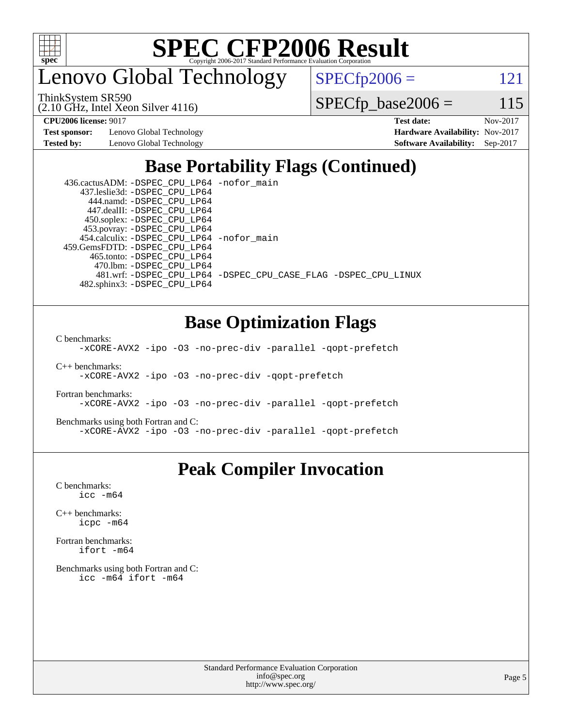# SPEC CFP2006 Result

Copyright 2006-2017 Standard Performance Evaluation Corporation

# Lenovo Global Technology

ThinkSystem SR590
(2.10 GHz, Intel Xeon Silver 4116)

SPECfp2006 = 121

SPECfp_base2006 = 115

**CPU2006 license:** 9017
**Test sponsor:** Lenovo Global Technology
**Tested by:** Lenovo Global Technology

**Test date:** Nov-2017
**Hardware Availability:** Nov-2017
**Software Availability:** Sep-2017

## Base Portability Flags (Continued)

436.cactusADM: -DSPEC_CPU_LP64 -nofor_main
437.leslie3d: -DSPEC_CPU_LP64
444.namd: -DSPEC_CPU_LP64
447.dealII: -DSPEC_CPU_LP64
450.soplex: -DSPEC_CPU_LP64
453.povray: -DSPEC_CPU_LP64
454.calculix: -DSPEC_CPU_LP64 -nofor_main
459.GemsFDTD: -DSPEC_CPU_LP64
465.tonto: -DSPEC_CPU_LP64
470.lbm: -DSPEC_CPU_LP64
481.wrf: -DSPEC_CPU_LP64 -DSPEC_CPU_CASE_FLAG -DSPEC_CPU_LINUX
482.sphinx3: -DSPEC_CPU_LP64

## Base Optimization Flags

C benchmarks:
-xCORE-AVX2 -ipo -O3 -no-prec-div -parallel -qopt-prefetch

C++ benchmarks:
-xCORE-AVX2 -ipo -O3 -no-prec-div -qopt-prefetch

Fortran benchmarks:
-xCORE-AVX2 -ipo -O3 -no-prec-div -parallel -qopt-prefetch

Benchmarks using both Fortran and C:
-xCORE-AVX2 -ipo -O3 -no-prec-div -parallel -qopt-prefetch

## Peak Compiler Invocation

C benchmarks:
icc -m64

C++ benchmarks:
icpc -m64

Fortran benchmarks:
ifort -m64

Benchmarks using both Fortran and C:
icc -m64 ifort -m64

Standard Performance Evaluation Corporation
info@spec.org
http://www.spec.org/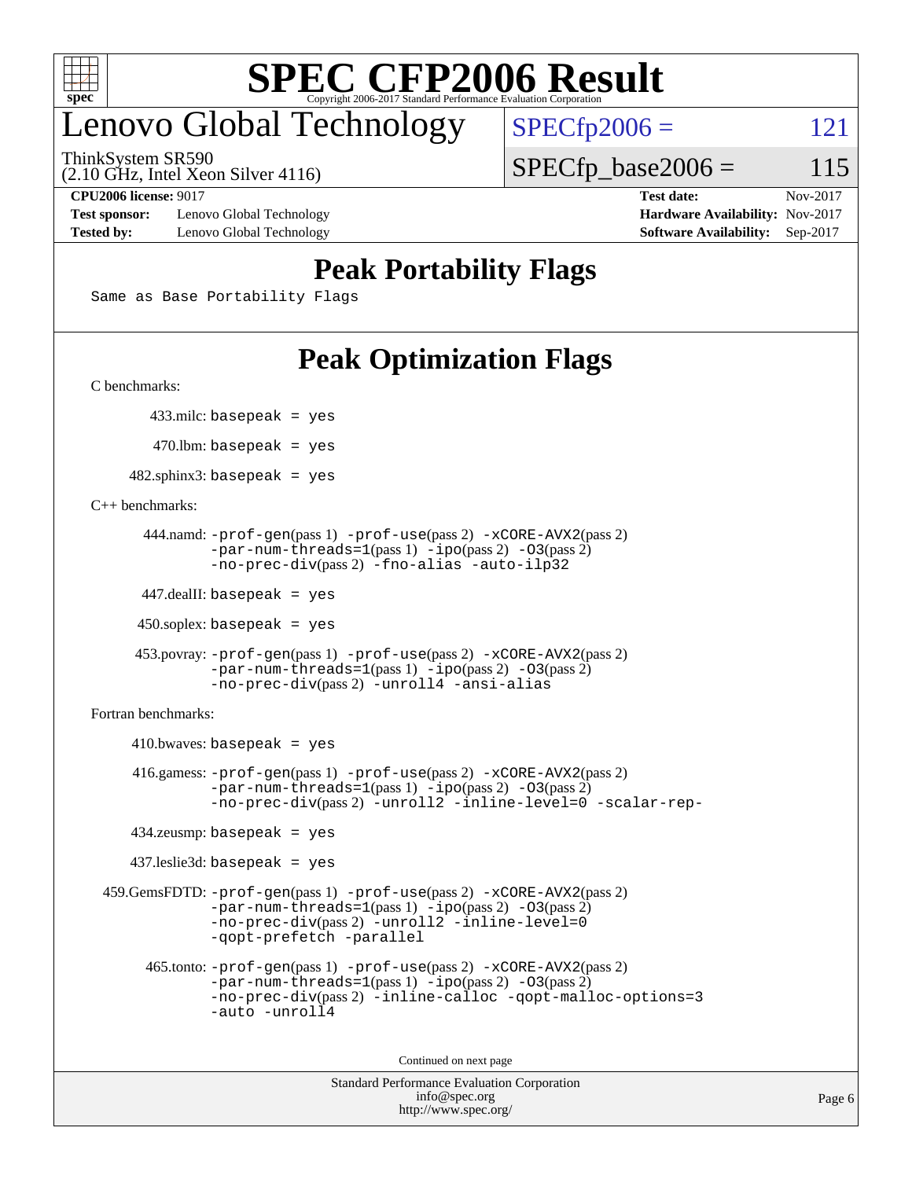# SPEC CFP2006 Result

Copyright 2006-2017 Standard Performance Evaluation Corporation

# Lenovo Global Technology

ThinkSystem SR590
(2.10 GHz, Intel Xeon Silver 4116)

SPECfp2006 = 121

SPECfp_base2006 = 115

**CPU2006 license:** 9017
**Test sponsor:** Lenovo Global Technology
**Tested by:** Lenovo Global Technology

**Test date:** Nov-2017
**Hardware Availability:** Nov-2017
**Software Availability:** Sep-2017

## Peak Portability Flags

Same as Base Portability Flags

## Peak Optimization Flags

C benchmarks:

433.milc: basepeak = yes

470.lbm: basepeak = yes

482.sphinx3: basepeak = yes

C++ benchmarks:

444.namd: -prof-gen(pass 1) -prof-use(pass 2) -xCORE-AVX2(pass 2) -par-num-threads=1(pass 1) -ipo(pass 2) -O3(pass 2) -no-prec-div(pass 2) -fno-alias -auto-ilp32

447.dealII: basepeak = yes

450.soplex: basepeak = yes

453.povray: -prof-gen(pass 1) -prof-use(pass 2) -xCORE-AVX2(pass 2) -par-num-threads=1(pass 1) -ipo(pass 2) -O3(pass 2) -no-prec-div(pass 2) -unroll4 -ansi-alias

Fortran benchmarks:

410.bwaves: basepeak = yes

416.gamess: -prof-gen(pass 1) -prof-use(pass 2) -xCORE-AVX2(pass 2) -par-num-threads=1(pass 1) -ipo(pass 2) -O3(pass 2) -no-prec-div(pass 2) -unroll2 -inline-level=0 -scalar-rep-

434.zeusmp: basepeak = yes

437.leslie3d: basepeak = yes

459.GemsFDTD: -prof-gen(pass 1) -prof-use(pass 2) -xCORE-AVX2(pass 2) -par-num-threads=1(pass 1) -ipo(pass 2) -O3(pass 2) -no-prec-div(pass 2) -unroll2 -inline-level=0 -qopt-prefetch -parallel

465.tonto: -prof-gen(pass 1) -prof-use(pass 2) -xCORE-AVX2(pass 2) -par-num-threads=1(pass 1) -ipo(pass 2) -O3(pass 2) -no-prec-div(pass 2) -inline-calloc -qopt-malloc-options=3 -auto -unroll4

Continued on next page

Standard Performance Evaluation Corporation
info@spec.org
http://www.spec.org/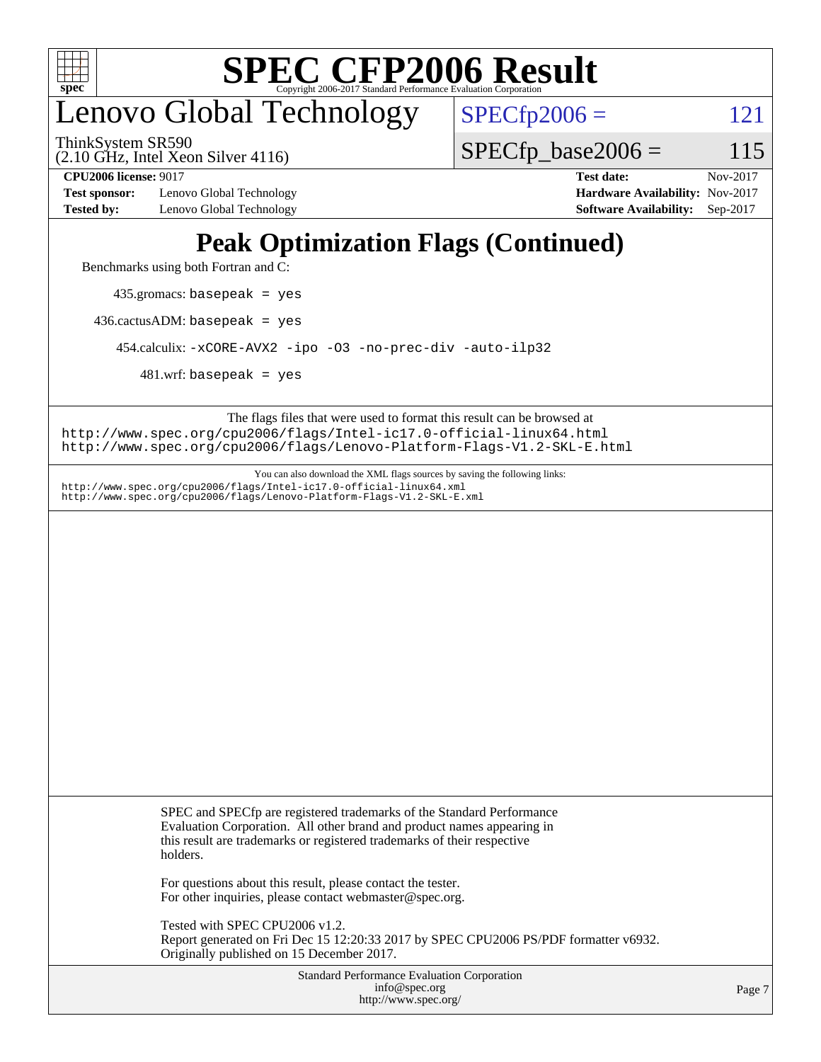# Peak Optimization Flags (Continued)

Benchmarks using both Fortran and C:

435.gromacs: basepeak = yes

436.cactusADM: basepeak = yes

454.calculix: -xCORE-AVX2 -ipo -O3 -no-prec-div -auto-ilp32

481.wrf: basepeak = yes

The flags files that were used to format this result can be browsed at
http://www.spec.org/cpu2006/flags/Intel-ic17.0-official-linux64.html
http://www.spec.org/cpu2006/flags/Lenovo-Platform-Flags-V1.2-SKL-E.html

You can also download the XML flags sources by saving the following links:
http://www.spec.org/cpu2006/flags/Intel-ic17.0-official-linux64.xml
http://www.spec.org/cpu2006/flags/Lenovo-Platform-Flags-V1.2-SKL-E.xml

SPEC and SPECfp are registered trademarks of the Standard Performance Evaluation Corporation. All other brand and product names appearing in this result are trademarks or registered trademarks of their respective holders.

For questions about this result, please contact the tester.
For other inquiries, please contact webmaster@spec.org.

Tested with SPEC CPU2006 v1.2.
Report generated on Fri Dec 15 12:20:33 2017 by SPEC CPU2006 PS/PDF formatter v6932.
Originally published on 15 December 2017.